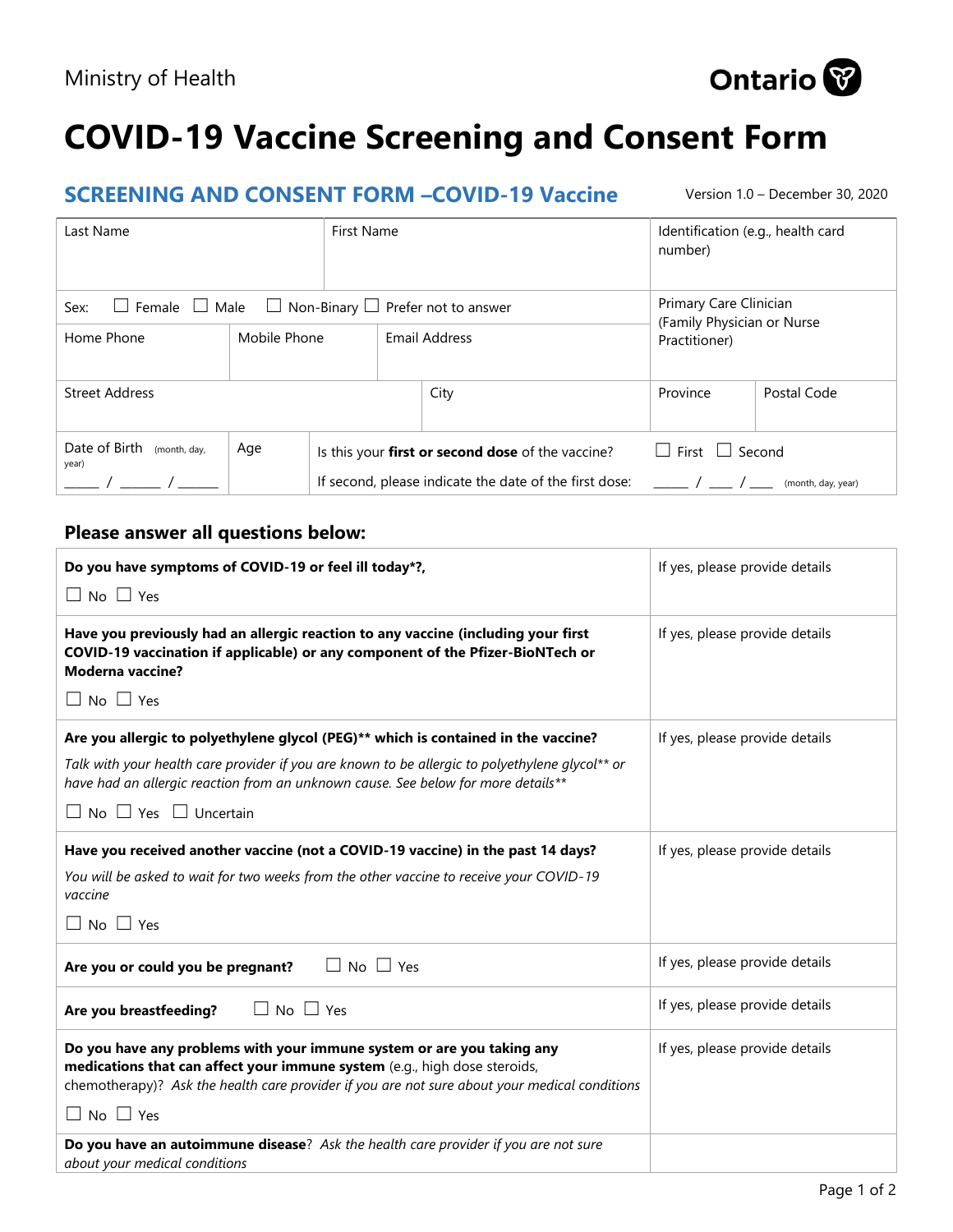Ministry of Health

Ontario

# COVID-19 Vaccine Screening and Consent Form

## SCREENING AND CONSENT FORM –COVID-19 Vaccine

Version 1.0 – December 30, 2020

| Last Name | First Name | Identification (e.g., health card number) |
|---|---|---|
| Sex: ☐ Female ☐ Male ☐ Non-Binary ☐ Prefer not to answer | | Primary Care Clinician (Family Physician or Nurse Practitioner) |
| Home Phone | Mobile Phone / Email Address | |
| Street Address | City | Province / Postal Code |
| Date of Birth (month, day, year) ____ / ____ / ____ | Age | Is this your **first or second dose** of the vaccine? ☐ First ☐ Second<br>If second, please indicate the date of the first dose: ____ / ____ / ____ (month, day, year) |

### Please answer all questions below:

| | |
|---|---|
| **Do you have symptoms of COVID-19 or feel ill today*?,**<br>☐ No ☐ Yes | If yes, please provide details |
| **Have you previously had an allergic reaction to any vaccine (including your first COVID-19 vaccination if applicable) or any component of the Pfizer-BioNTech or Moderna vaccine?**<br>☐ No ☐ Yes | If yes, please provide details |
| **Are you allergic to polyethylene glycol (PEG)** which is contained in the vaccine?**<br>*Talk with your health care provider if you are known to be allergic to polyethylene glycol** or have had an allergic reaction from an unknown cause. See below for more details***<br>☐ No ☐ Yes ☐ Uncertain | If yes, please provide details |
| **Have you received another vaccine (not a COVID-19 vaccine) in the past 14 days?**<br>*You will be asked to wait for two weeks from the other vaccine to receive your COVID-19 vaccine*<br>☐ No ☐ Yes | If yes, please provide details |
| **Are you or could you be pregnant?** ☐ No ☐ Yes | If yes, please provide details |
| **Are you breastfeeding?** ☐ No ☐ Yes | If yes, please provide details |
| **Do you have any problems with your immune system or are you taking any medications that can affect your immune system** (e.g., high dose steroids, chemotherapy)? *Ask the health care provider if you are not sure about your medical conditions*<br>☐ No ☐ Yes | If yes, please provide details |
| **Do you have an autoimmune disease**? *Ask the health care provider if you are not sure about your medical conditions* | |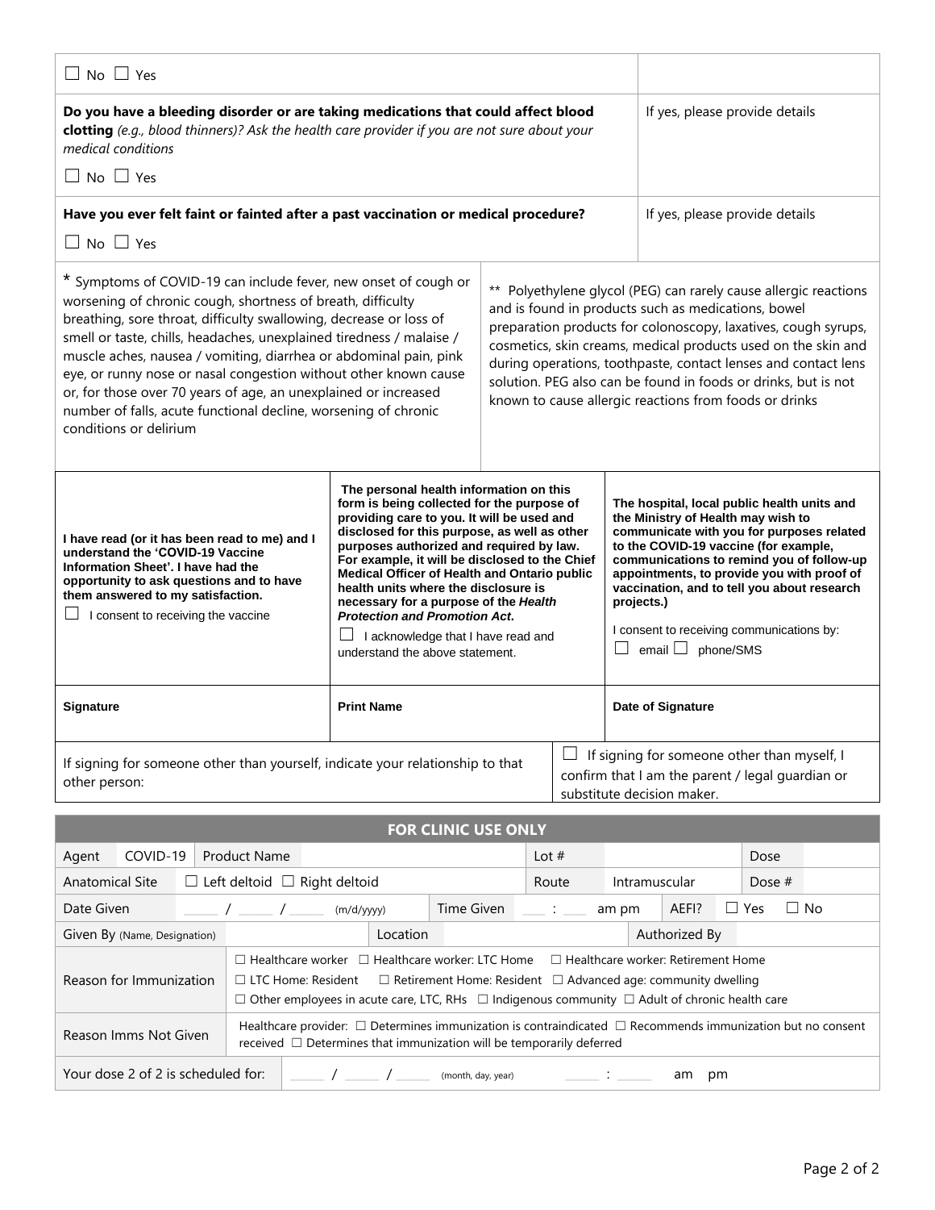| | |
|---|---|
| ☐ No ☐ Yes | |
| **Do you have a bleeding disorder or are taking medications that could affect blood clotting** *(e.g., blood thinners)? Ask the health care provider if you are not sure about your medical conditions*<br>☐ No ☐ Yes | If yes, please provide details |
| **Have you ever felt faint or fainted after a past vaccination or medical procedure?**<br>☐ No ☐ Yes | If yes, please provide details |

\* Symptoms of COVID-19 can include fever, new onset of cough or worsening of chronic cough, shortness of breath, difficulty breathing, sore throat, difficulty swallowing, decrease or loss of smell or taste, chills, headaches, unexplained tiredness / malaise / muscle aches, nausea / vomiting, diarrhea or abdominal pain, pink eye, or runny nose or nasal congestion without other known cause or, for those over 70 years of age, an unexplained or increased number of falls, acute functional decline, worsening of chronic conditions or delirium

** Polyethylene glycol (PEG) can rarely cause allergic reactions and is found in products such as medications, bowel preparation products for colonoscopy, laxatives, cough syrups, cosmetics, skin creams, medical products used on the skin and during operations, toothpaste, contact lenses and contact lens solution. PEG also can be found in foods or drinks, but is not known to cause allergic reactions from foods or drinks

| | | |
|---|---|---|
| **I have read (or it has been read to me) and I understand the 'COVID-19 Vaccine Information Sheet'. I have had the opportunity to ask questions and to have them answered to my satisfaction.**<br>☐ I consent to receiving the vaccine | **The personal health information on this form is being collected for the purpose of providing care to you. It will be used and disclosed for this purpose, as well as other purposes authorized and required by law. For example, it will be disclosed to the Chief Medical Officer of Health and Ontario public health units where the disclosure is necessary for a purpose of the *Health Protection and Promotion Act*.**<br>☐ I acknowledge that I have read and understand the above statement. | **The hospital, local public health units and the Ministry of Health may wish to communicate with you for purposes related to the COVID-19 vaccine (for example, communications to remind you of follow-up appointments, to provide you with proof of vaccination, and to tell you about research projects.)**<br>I consent to receiving communications by:<br>☐ email ☐ phone/SMS |
| **Signature** | **Print Name** | **Date of Signature** |
| If signing for someone other than yourself, indicate your relationship to that other person: | | ☐ If signing for someone other than myself, I confirm that I am the parent / legal guardian or substitute decision maker. |

## FOR CLINIC USE ONLY

| | | | | | | | |
|---|---|---|---|---|---|---|---|
| Agent | COVID-19 | Product Name | | Lot # | | Dose | |
| Anatomical Site | ☐ Left deltoid ☐ Right deltoid | | | Route | Intramuscular | Dose # | |
| Date Given | ____ / ____ / ____ (m/d/yyyy) | Time Given | ___ : ___ am pm | AEFI? | ☐ Yes ☐ No | | |
| Given By (Name, Designation) | | Location | | Authorized By | | | |
| Reason for Immunization | ☐ Healthcare worker ☐ Healthcare worker: LTC Home ☐ Healthcare worker: Retirement Home<br>☐ LTC Home: Resident ☐ Retirement Home: Resident ☐ Advanced age: community dwelling<br>☐ Other employees in acute care, LTC, RHs ☐ Indigenous community ☐ Adult of chronic health care | | | | | | |
| Reason Imms Not Given | Healthcare provider: ☐ Determines immunization is contraindicated ☐ Recommends immunization but no consent received ☐ Determines that immunization will be temporarily deferred | | | | | | |
| Your dose 2 of 2 is scheduled for: | ____ / ____ / ____ (month, day, year) ____ : ____ am pm | | | | | | |